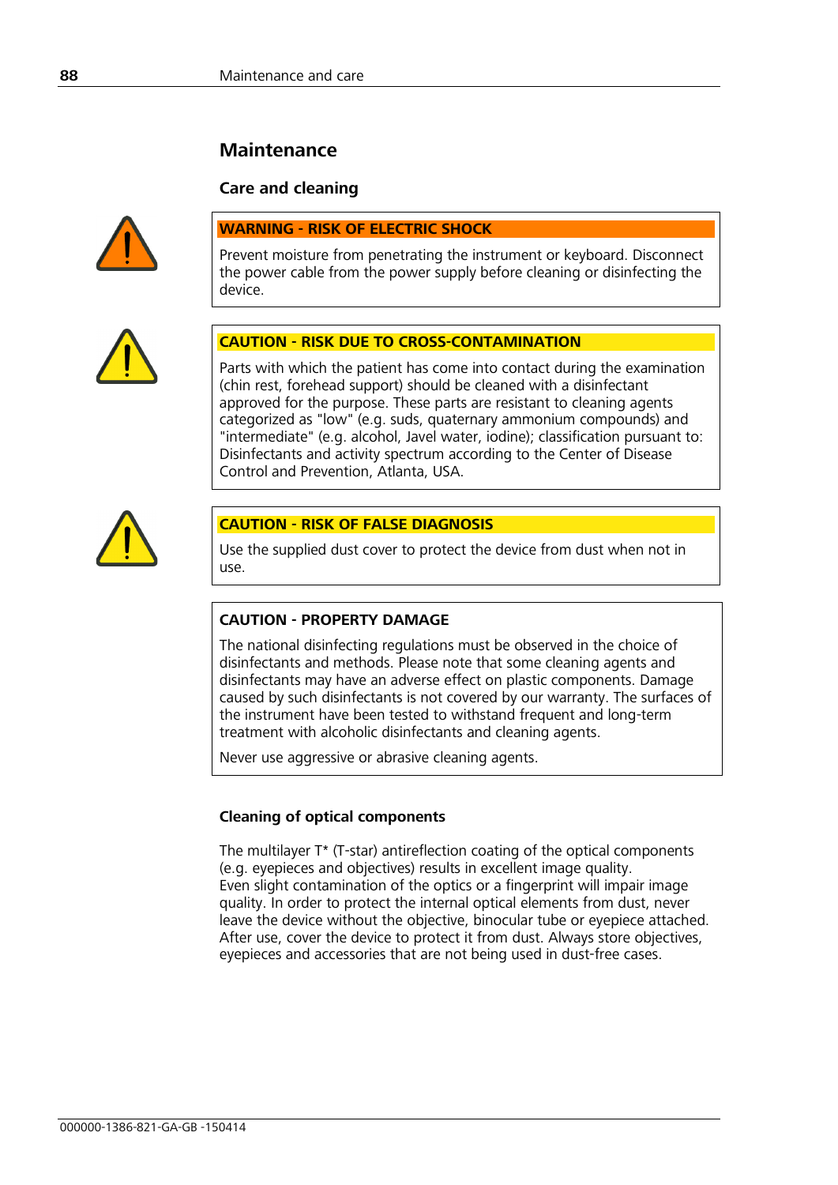# Maintenance

## Care and cleaning

**WARNING - RISK OF ELECTRIC SHOCK**

Prevent moisture from penetrating the instrument or keyboard. Disconnect the power cable from the power supply before cleaning or disinfecting the device.

**CAUTION - RISK DUE TO CROSS-CONTAMINATION**

Parts with which the patient has come into contact during the examination (chin rest, forehead support) should be cleaned with a disinfectant approved for the purpose. These parts are resistant to cleaning agents categorized as "low" (e.g. suds, quaternary ammonium compounds) and "intermediate" (e.g. alcohol, Javel water, iodine); classification pursuant to: Disinfectants and activity spectrum according to the Center of Disease Control and Prevention, Atlanta, USA.

**CAUTION - RISK OF FALSE DIAGNOSIS**

Use the supplied dust cover to protect the device from dust when not in use.

**CAUTION - PROPERTY DAMAGE**

The national disinfecting regulations must be observed in the choice of disinfectants and methods. Please note that some cleaning agents and disinfectants may have an adverse effect on plastic components. Damage caused by such disinfectants is not covered by our warranty. The surfaces of the instrument have been tested to withstand frequent and long-term treatment with alcoholic disinfectants and cleaning agents.

Never use aggressive or abrasive cleaning agents.

### Cleaning of optical components

The multilayer T* (T-star) antireflection coating of the optical components (e.g. eyepieces and objectives) results in excellent image quality. Even slight contamination of the optics or a fingerprint will impair image quality. In order to protect the internal optical elements from dust, never leave the device without the objective, binocular tube or eyepiece attached. After use, cover the device to protect it from dust. Always store objectives, eyepieces and accessories that are not being used in dust-free cases.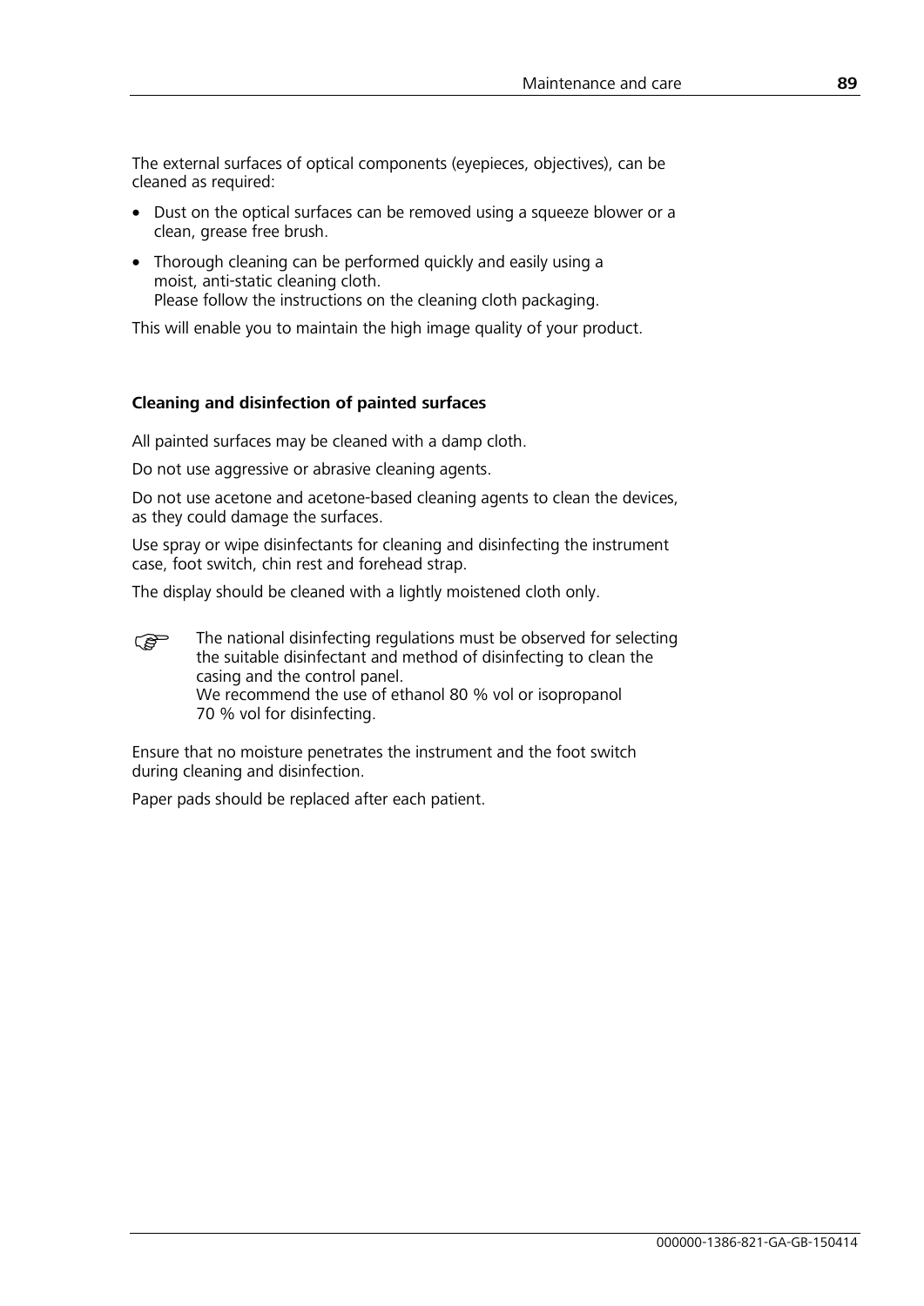The external surfaces of optical components (eyepieces, objectives), can be cleaned as required:

- Dust on the optical surfaces can be removed using a squeeze blower or a clean, grease free brush.
- Thorough cleaning can be performed quickly and easily using a moist, anti-static cleaning cloth.
  Please follow the instructions on the cleaning cloth packaging.

This will enable you to maintain the high image quality of your product.

**Cleaning and disinfection of painted surfaces**

All painted surfaces may be cleaned with a damp cloth.

Do not use aggressive or abrasive cleaning agents.

Do not use acetone and acetone-based cleaning agents to clean the devices, as they could damage the surfaces.

Use spray or wipe disinfectants for cleaning and disinfecting the instrument case, foot switch, chin rest and forehead strap.

The display should be cleaned with a lightly moistened cloth only.

☞ The national disinfecting regulations must be observed for selecting the suitable disinfectant and method of disinfecting to clean the casing and the control panel.
We recommend the use of ethanol 80 % vol or isopropanol 70 % vol for disinfecting.

Ensure that no moisture penetrates the instrument and the foot switch during cleaning and disinfection.

Paper pads should be replaced after each patient.